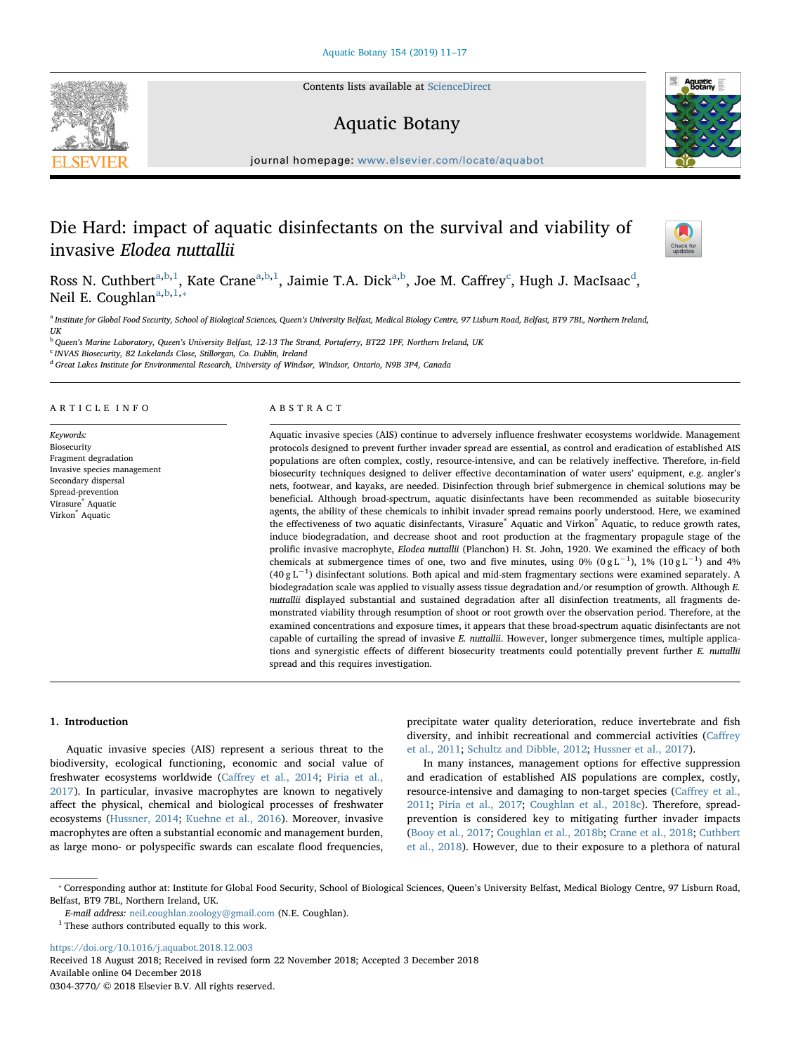# Die Hard: impact of aquatic disinfectants on the survival and viability of invasive *Elodea nuttallii*

Ross N. Cuthbert[a,b,1], Kate Crane[a,b,1], Jaimie T.A. Dick[a,b], Joe M. Caffrey[c], Hugh J. MacIsaac[d], Neil E. Coughlan[a,b,1,*]

[a] Institute for Global Food Security, School of Biological Sciences, Queen's University Belfast, Medical Biology Centre, 97 Lisburn Road, Belfast, BT9 7BL, Northern Ireland, UK

[b] Queen's Marine Laboratory, Queen's University Belfast, 12-13 The Strand, Portaferry, BT22 1PF, Northern Ireland, UK

[c] INVAS Biosecurity, 82 Lakelands Close, Stillorgan, Co. Dublin, Ireland

[d] Great Lakes Institute for Environmental Research, University of Windsor, Windsor, Ontario, N9B 3P4, Canada

## ARTICLE INFO

*Keywords:*
Biosecurity
Fragment degradation
Invasive species management
Secondary dispersal
Spread-prevention
Virasure® Aquatic
Virkon® Aquatic

## ABSTRACT

Aquatic invasive species (AIS) continue to adversely influence freshwater ecosystems worldwide. Management protocols designed to prevent further invader spread are essential, as control and eradication of established AIS populations are often complex, costly, resource-intensive, and can be relatively ineffective. Therefore, in-field biosecurity techniques designed to deliver effective decontamination of water users' equipment, e.g. angler's nets, footwear, and kayaks, are needed. Disinfection through brief submergence in chemical solutions may be beneficial. Although broad-spectrum, aquatic disinfectants have been recommended as suitable biosecurity agents, the ability of these chemicals to inhibit invader spread remains poorly understood. Here, we examined the effectiveness of two aquatic disinfectants, Virasure® Aquatic and Virkon® Aquatic, to reduce growth rates, induce biodegradation, and decrease shoot and root production at the fragmentary propagule stage of the prolific invasive macrophyte, *Elodea nuttallii* (Planchon) H. St. John, 1920. We examined the efficacy of both chemicals at submergence times of one, two and five minutes, using 0% ($0\,g\,L^{-1}$), 1% ($10\,g\,L^{-1}$) and 4% ($40\,g\,L^{-1}$) disinfectant solutions. Both apical and mid-stem fragmentary sections were examined separately. A biodegradation scale was applied to visually assess tissue degradation and/or resumption of growth. Although *E. nuttallii* displayed substantial and sustained degradation after all disinfection treatments, all fragments demonstrated viability through resumption of shoot or root growth over the observation period. Therefore, at the examined concentrations and exposure times, it appears that these broad-spectrum aquatic disinfectants are not capable of curtailing the spread of invasive *E. nuttallii*. However, longer submergence times, multiple applications and synergistic effects of different biosecurity treatments could potentially prevent further *E. nuttallii* spread and this requires investigation.

## 1. Introduction

Aquatic invasive species (AIS) represent a serious threat to the biodiversity, ecological functioning, economic and social value of freshwater ecosystems worldwide (Caffrey et al., 2014; Piria et al., 2017). In particular, invasive macrophytes are known to negatively affect the physical, chemical and biological processes of freshwater ecosystems (Hussner, 2014; Kuehne et al., 2016). Moreover, invasive macrophytes are often a substantial economic and management burden, as large mono- or polyspecific swards can escalate flood frequencies, precipitate water quality deterioration, reduce invertebrate and fish diversity, and inhibit recreational and commercial activities (Caffrey et al., 2011; Schultz and Dibble, 2012; Hussner et al., 2017).

In many instances, management options for effective suppression and eradication of established AIS populations are complex, costly, resource-intensive and damaging to non-target species (Caffrey et al., 2011; Piria et al., 2017; Coughlan et al., 2018c). Therefore, spread-prevention is considered key to mitigating further invader impacts (Booy et al., 2017; Coughlan et al., 2018b; Crane et al., 2018; Cuthbert et al., 2018). However, due to their exposure to a plethora of natural

* Corresponding author at: Institute for Global Food Security, School of Biological Sciences, Queen's University Belfast, Medical Biology Centre, 97 Lisburn Road, Belfast, BT9 7BL, Northern Ireland, UK.
*E-mail address:* neil.coughlan.zoology@gmail.com (N.E. Coughlan).
[1] These authors contributed equally to this work.

https://doi.org/10.1016/j.aquabot.2018.12.003
Received 18 August 2018; Received in revised form 22 November 2018; Accepted 3 December 2018
Available online 04 December 2018
0304-3770/ © 2018 Elsevier B.V. All rights reserved.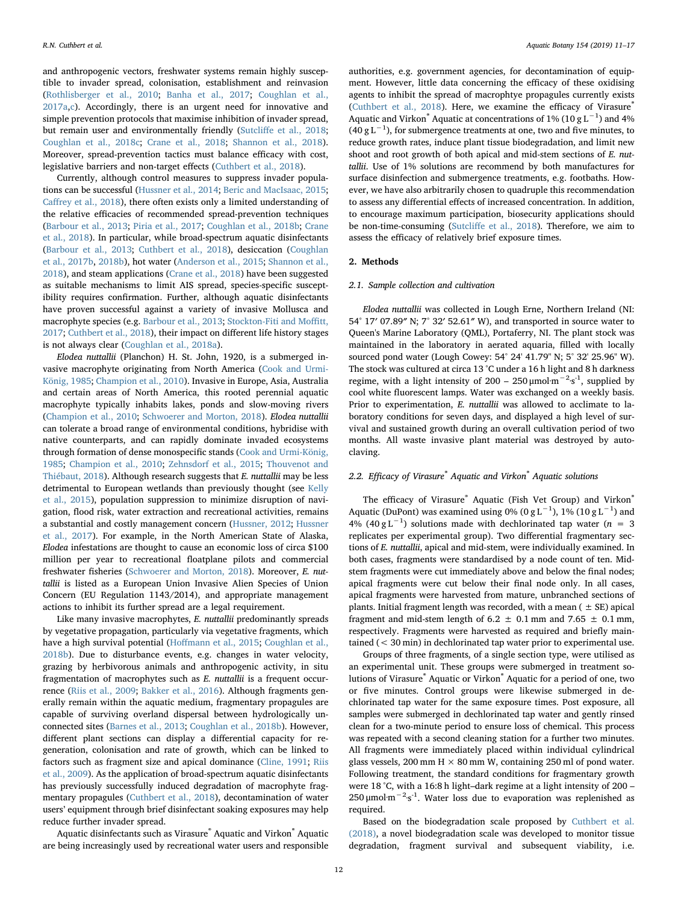and anthropogenic vectors, freshwater systems remain highly susceptible to invader spread, colonisation, establishment and reinvasion (Rothlisberger et al., 2010; Banha et al., 2017; Coughlan et al., 2017a,c). Accordingly, there is an urgent need for innovative and simple prevention protocols that maximise inhibition of invader spread, but remain user and environmentally friendly (Sutcliffe et al., 2018; Coughlan et al., 2018c; Crane et al., 2018; Shannon et al., 2018). Moreover, spread-prevention tactics must balance efficacy with cost, legislative barriers and non-target effects (Cuthbert et al., 2018).

Currently, although control measures to suppress invader populations can be successful (Hussner et al., 2014; Beric and MacIsaac, 2015; Caffrey et al., 2018), there often exists only a limited understanding of the relative efficacies of recommended spread-prevention techniques (Barbour et al., 2013; Piria et al., 2017; Coughlan et al., 2018b; Crane et al., 2018). In particular, while broad-spectrum aquatic disinfectants (Barbour et al., 2013; Cuthbert et al., 2018), desiccation (Coughlan et al., 2017b, 2018b), hot water (Anderson et al., 2015; Shannon et al., 2018), and steam applications (Crane et al., 2018) have been suggested as suitable mechanisms to limit AIS spread, species-specific susceptibility requires confirmation. Further, although aquatic disinfectants have proven successful against a variety of invasive Mollusca and macrophyte species (e.g. Barbour et al., 2013; Stockton-Fiti and Moffitt, 2017; Cuthbert et al., 2018), their impact on different life history stages is not always clear (Coughlan et al., 2018a).

*Elodea nuttallii* (Planchon) H. St. John, 1920, is a submerged invasive macrophyte originating from North America (Cook and Urmi-König, 1985; Champion et al., 2010). Invasive in Europe, Asia, Australia and certain areas of North America, this rooted perennial aquatic macrophyte typically inhabits lakes, ponds and slow-moving rivers (Champion et al., 2010; Schwoerer and Morton, 2018). *Elodea nuttallii* can tolerate a broad range of environmental conditions, hybridise with native counterparts, and can rapidly dominate invaded ecosystems through formation of dense monospecific stands (Cook and Urmi-König, 1985; Champion et al., 2010; Zehnsdorf et al., 2015; Thouvenot and Thiébaut, 2018). Although research suggests that *E. nuttallii* may be less detrimental to European wetlands than previously thought (see Kelly et al., 2015), population suppression to minimize disruption of navigation, flood risk, water extraction and recreational activities, remains a substantial and costly management concern (Hussner, 2012; Hussner et al., 2017). For example, in the North American State of Alaska, *Elodea* infestations are thought to cause an economic loss of circa $100 million per year to recreational floatplane pilots and commercial freshwater fisheries (Schwoerer and Morton, 2018). Moreover, *E. nuttallii* is listed as a European Union Invasive Alien Species of Union Concern (EU Regulation 1143/2014), and appropriate management actions to inhibit its further spread are a legal requirement.

Like many invasive macrophytes, *E. nuttallii* predominantly spreads by vegetative propagation, particularly via vegetative fragments, which have a high survival potential (Hoffmann et al., 2015; Coughlan et al., 2018b). Due to disturbance events, e.g. changes in water velocity, grazing by herbivorous animals and anthropogenic activity, in situ fragmentation of macrophytes such as *E. nuttallii* is a frequent occurrence (Riis et al., 2009; Bakker et al., 2016). Although fragments generally remain within the aquatic medium, fragmentary propagules are capable of surviving overland dispersal between hydrologically unconnected sites (Barnes et al., 2013; Coughlan et al., 2018b). However, different plant sections can display a differential capacity for regeneration, colonisation and rate of growth, which can be linked to factors such as fragment size and apical dominance (Cline, 1991; Riis et al., 2009). As the application of broad-spectrum aquatic disinfectants has previously successfully induced degradation of macrophyte fragmentary propagules (Cuthbert et al., 2018), decontamination of water users' equipment through brief disinfectant soaking exposures may help reduce further invader spread.

Aquatic disinfectants such as Virasure® Aquatic and Virkon® Aquatic are being increasingly used by recreational water users and responsible authorities, e.g. government agencies, for decontamination of equipment. However, little data concerning the efficacy of these oxidising agents to inhibit the spread of macrophtye propagules currently exists (Cuthbert et al., 2018). Here, we examine the efficacy of Virasure® Aquatic and Virkon® Aquatic at concentrations of 1% (10 g $L^{-1}$) and 4% (40 g $L^{-1}$), for submergence treatments at one, two and five minutes, to reduce growth rates, induce plant tissue biodegradation, and limit new shoot and root growth of both apical and mid-stem sections of *E. nuttallii*. Use of 1% solutions are recommend by both manufactures for surface disinfection and submergence treatments, e.g. footbaths. However, we have also arbitrarily chosen to quadruple this recommendation to assess any differential effects of increased concentration. In addition, to encourage maximum participation, biosecurity applications should be non-time-consuming (Sutcliffe et al., 2018). Therefore, we aim to assess the efficacy of relatively brief exposure times.

## 2. Methods

### 2.1. Sample collection and cultivation

*Elodea nuttallii* was collected in Lough Erne, Northern Ireland (NI: 54° 17′ 07.89″ N; 7° 32′ 52.61″ W), and transported in source water to Queen's Marine Laboratory (QML), Portaferry, NI. The plant stock was maintained in the laboratory in aerated aquaria, filled with locally sourced pond water (Lough Cowey: 54° 24' 41.79" N; 5° 32' 25.96" W). The stock was cultured at circa 13 °C under a 16 h light and 8 h darkness regime, with a light intensity of 200 – 250 μmol·$m^{-2}$·$s^{-1}$, supplied by cool white fluorescent lamps. Water was exchanged on a weekly basis. Prior to experimentation, *E. nuttallii* was allowed to acclimate to laboratory conditions for seven days, and displayed a high level of survival and sustained growth during an overall cultivation period of two months. All waste invasive plant material was destroyed by autoclaving.

### 2.2. Efficacy of Virasure® Aquatic and Virkon® Aquatic solutions

The efficacy of Virasure® Aquatic (Fish Vet Group) and Virkon® Aquatic (DuPont) was examined using 0% (0 g $L^{-1}$), 1% (10 g $L^{-1}$) and 4% (40 g $L^{-1}$) solutions made with dechlorinated tap water ($n$ = 3 replicates per experimental group). Two differential fragmentary sections of *E. nuttallii*, apical and mid-stem, were individually examined. In both cases, fragments were standardised by a node count of ten. Mid-stem fragments were cut immediately above and below the final nodes; apical fragments were cut below their final node only. In all cases, apical fragments were harvested from mature, unbranched sections of plants. Initial fragment length was recorded, with a mean (± SE) apical fragment and mid-stem length of 6.2 ± 0.1 mm and 7.65 ± 0.1 mm, respectively. Fragments were harvested as required and briefly maintained (< 30 min) in dechlorinated tap water prior to experimental use.

Groups of three fragments, of a single section type, were utilised as an experimental unit. These groups were submerged in treatment solutions of Virasure® Aquatic or Virkon® Aquatic for a period of one, two or five minutes. Control groups were likewise submerged in dechlorinated tap water for the same exposure times. Post exposure, all samples were submerged in dechlorinated tap water and gently rinsed clean for a two-minute period to ensure loss of chemical. This process was repeated with a second cleaning station for a further two minutes. All fragments were immediately placed within individual cylindrical glass vessels, 200 mm H × 80 mm W, containing 250 ml of pond water. Following treatment, the standard conditions for fragmentary growth were 18 °C, with a 16:8 h light–dark regime at a light intensity of 200 – 250 μmol·$m^{-2}$·$s^{-1}$. Water loss due to evaporation was replenished as required.

Based on the biodegradation scale proposed by Cuthbert et al. (2018), a novel biodegradation scale was developed to monitor tissue degradation, fragment survival and subsequent viability, i.e.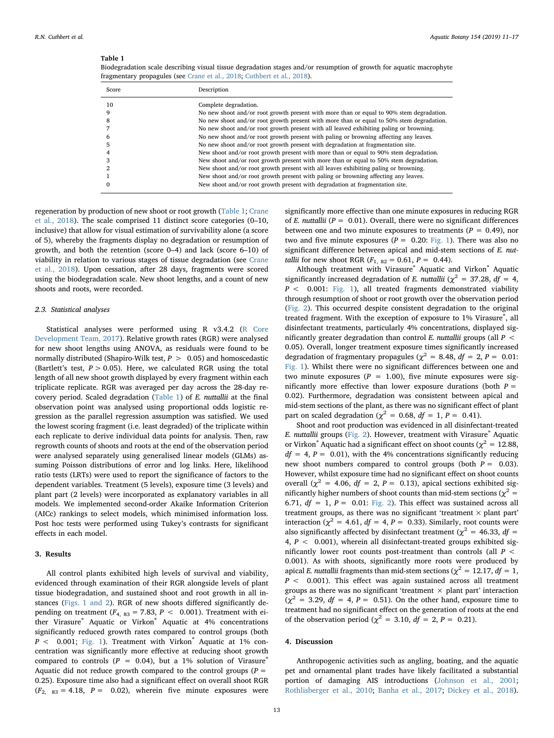**Table 1**
Biodegradation scale describing visual tissue degradation stages and/or resumption of growth for aquatic macrophyte fragmentary propagules (see Crane et al., 2018; Cuthbert et al., 2018).

| Score | Description |
|---|---|
| 10 | Complete degradation. |
| 9 | No new shoot and/or root growth present with more than or equal to 90% stem degradation. |
| 8 | No new shoot and/or root growth present with more than or equal to 50% stem degradation. |
| 7 | No new shoot and/or root growth present with all leaved exhibiting paling or browning. |
| 6 | No new shoot and/or root growth present with paling or browning affecting any leaves. |
| 5 | No new shoot and/or root growth present with degradation at fragmentation site. |
| 4 | New shoot and/or root growth present with more than or equal to 90% stem degradation. |
| 3 | New shoot and/or root growth present with more than or equal to 50% stem degradation. |
| 2 | New shoot and/or root growth present with all leaves exhibiting paling or browning. |
| 1 | New shoot and/or root growth present with paling or browning affecting any leaves. |
| 0 | New shoot and/or root growth present with degradation at fragmentation site. |

regeneration by production of new shoot or root growth (Table 1; Crane et al., 2018). The scale comprised 11 distinct score categories (0–10, inclusive) that allow for visual estimation of survivability alone (a score of 5), whereby the fragments display no degradation or resumption of growth, and both the retention (score 0–4) and lack (score 6–10) of viability in relation to various stages of tissue degradation (see Crane et al., 2018). Upon cessation, after 28 days, fragments were scored using the biodegradation scale. New shoot lengths, and a count of new shoots and roots, were recorded.

### 2.3. Statistical analyses

Statistical analyses were performed using R v3.4.2 (R Core Development Team, 2017). Relative growth rates (RGR) were analysed for new shoot lengths using ANOVA, as residuals were found to be normally distributed (Shapiro-Wilk test, $P > 0.05$) and homoscedastic (Bartlett's test, $P > 0.05$). Here, we calculated RGR using the total length of all new shoot growth displayed by every fragment within each triplicate replicate. RGR was averaged per day across the 28-day recovery period. Scaled degradation (Table 1) of *E. nuttallii* at the final observation point was analysed using proportional odds logistic regression as the parallel regression assumption was satisfied. We used the lowest scoring fragment (i.e. least degraded) of the triplicate within each replicate to derive individual data points for analysis. Then, raw regrowth counts of shoots and roots at the end of the observation period were analysed separately using generalised linear models (GLMs) assuming Poisson distributions of error and log links. Here, likelihood ratio tests (LRTs) were used to report the significance of factors to the dependent variables. Treatment (5 levels), exposure time (3 levels) and plant part (2 levels) were incorporated as explanatory variables in all models. We implemented second-order Akaike Information Criterion (AICc) rankings to select models, which minimised information loss. Post hoc tests were performed using Tukey's contrasts for significant effects in each model.

## 3. Results

All control plants exhibited high levels of survival and viability, evidenced through examination of their RGR alongside levels of plant tissue biodegradation, and sustained shoot and root growth in all instances (Figs. 1 and 2). RGR of new shoots differed significantly depending on treatment ($F_{4, 83} = 7.83$, $P < 0.001$). Treatment with either Virasure® Aquatic and Virkon® Aquatic at 4% concentrations significantly reduced growth rates compared to control groups (both $P < 0.001$; Fig. 1). Treatment with Virkon® Aquatic at 1% concentration was significantly more effective at reducing shoot growth compared to controls ($P = 0.04$), but a 1% solution of Virasure® Aquatic did not reduce growth compared to the control groups ($P = 0.25$). Exposure time also had a significant effect on overall shoot RGR ($F_{2, 83} = 4.18$, $P = 0.02$), wherein five minute exposures were significantly more effective than one minute exposures in reducing RGR of *E. nuttallii* ($P = 0.01$). Overall, there were no significant differences between one and two minute exposures to treatments ($P = 0.49$), nor two and five minute exposures ($P = 0.20$: Fig. 1). There was also no significant difference between apical and mid-stem sections of *E. nuttallii* for new shoot RGR ($F_{1, 82} = 0.61$, $P = 0.44$).

Although treatment with Virasure® Aquatic and Virkon® Aquatic significantly increased degradation of *E. nuttallii* ($\chi^2 = 37.28$, $df = 4$, $P < 0.001$: Fig. 1), all treated fragments demonstrated viability through resumption of shoot or root growth over the observation period (Fig. 2). This occurred despite consistent degradation to the original treated fragment. With the exception of exposure to 1% Virasure®, all disinfectant treatments, particularly 4% concentrations, displayed significantly greater degradation than control *E. nuttallii* groups (all $P < 0.05$). Overall, longer treatment exposure times significantly increased degradation of fragmentary propagules ($\chi^2 = 8.48$, $df = 2$, $P = 0.01$: Fig. 1). Whilst there were no significant differences between one and two minute exposures ($P = 1.00$), five minute exposures were significantly more effective than lower exposure durations (both $P = 0.02$). Furthermore, degradation was consistent between apical and mid-stem sections of the plant, as there was no significant effect of plant part on scaled degradation ($\chi^2 = 0.68$, $df = 1$, $P = 0.41$).

Shoot and root production was evidenced in all disinfectant-treated *E. nuttallii* groups (Fig. 2). However, treatment with Virasure® Aquatic or Virkon® Aquatic had a significant effect on shoot counts ($\chi^2 = 12.88$, $df = 4$, $P = 0.01$), with the 4% concentrations significantly reducing new shoot numbers compared to control groups (both $P = 0.03$). However, whilst exposure time had no significant effect on shoot counts overall ($\chi^2 = 4.06$, $df = 2$, $P = 0.13$), apical sections exhibited significantly higher numbers of shoot counts than mid-stem sections ($\chi^2 = 6.71$, $df = 1$, $P = 0.01$: Fig. 2). This effect was sustained across all treatment groups, as there was no significant 'treatment × plant part' interaction ($\chi^2 = 4.61$, $df = 4$, $P = 0.33$). Similarly, root counts were also significantly affected by disinfectant treatment ($\chi^2 = 46.33$, $df = 4$, $P < 0.001$), wherein all disinfectant-treated groups exhibited significantly lower root counts post-treatment than controls (all $P < 0.001$). As with shoots, significantly more roots were produced by apical *E. nuttallii* fragments than mid-stem sections ($\chi^2 = 12.17$, $df = 1$, $P < 0.001$). This effect was again sustained across all treatment groups as there was no significant 'treatment × plant part' interaction ($\chi^2 = 3.29$, $df = 4$, $P = 0.51$). On the other hand, exposure time to treatment had no significant effect on the generation of roots at the end of the observation period ($\chi^2 = 3.10$, $df = 2$, $P = 0.21$).

## 4. Discussion

Anthropogenic activities such as angling, boating, and the aquatic pet and ornamental plant trades have likely facilitated a substantial portion of damaging AIS introductions (Johnson et al., 2001; Rothlisberger et al., 2010; Banha et al., 2017; Dickey et al., 2018).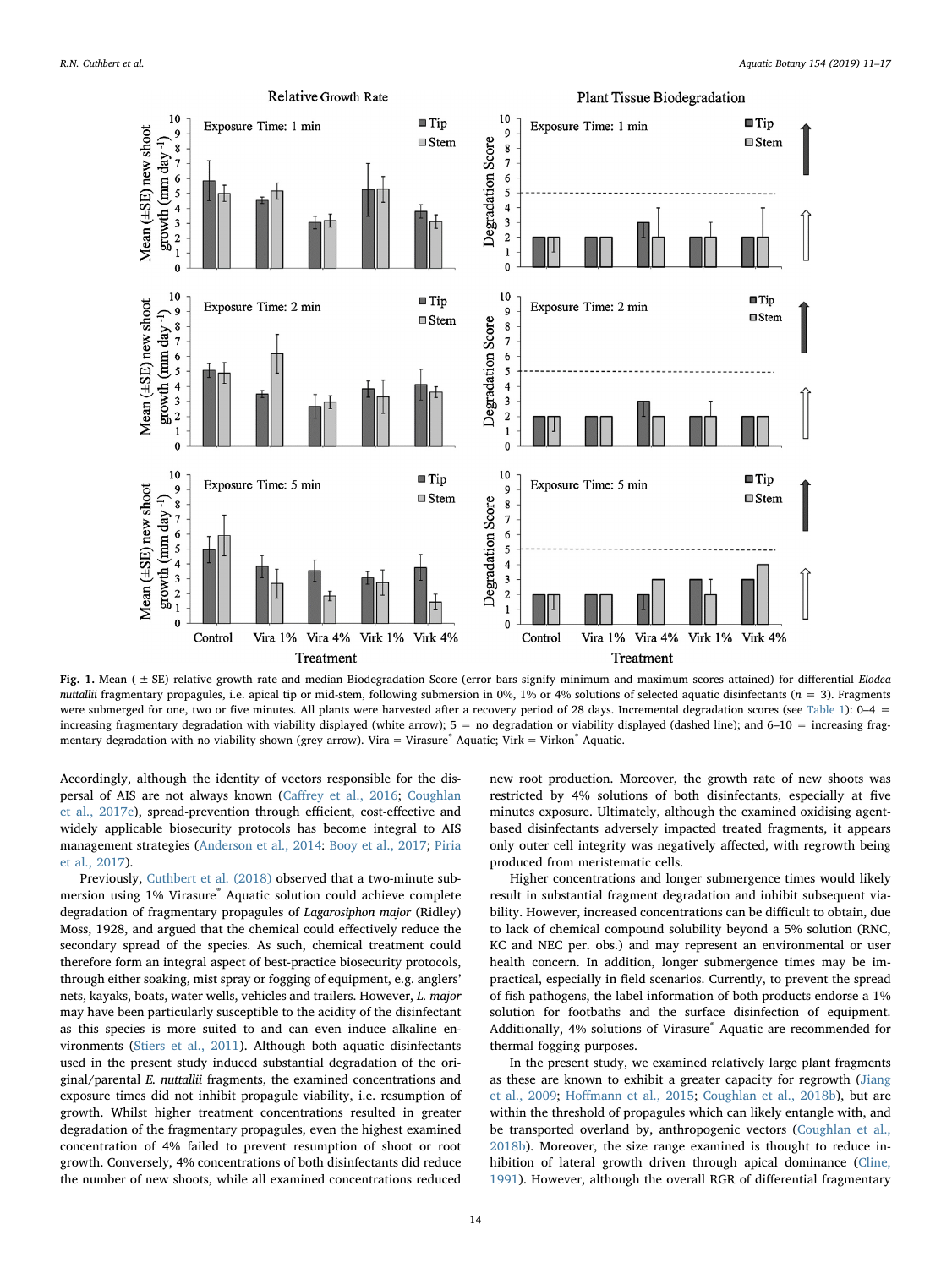**Fig. 1.** Mean ( ± SE) relative growth rate and median Biodegradation Score (error bars signify minimum and maximum scores attained) for differential *Elodea nuttallii* fragmentary propagules, i.e. apical tip or mid-stem, following submersion in 0%, 1% or 4% solutions of selected aquatic disinfectants ($n$ = 3). Fragments were submerged for one, two or five minutes. All plants were harvested after a recovery period of 28 days. Incremental degradation scores (see Table 1): 0–4 = increasing fragmentary degradation with viability displayed (white arrow); 5 = no degradation or viability displayed (dashed line); and 6–10 = increasing fragmentary degradation with no viability shown (grey arrow). Vira = Virasure® Aquatic; Virk = Virkon® Aquatic.

Accordingly, although the identity of vectors responsible for the dispersal of AIS are not always known (Caffrey et al., 2016; Coughlan et al., 2017c), spread-prevention through efficient, cost-effective and widely applicable biosecurity protocols has become integral to AIS management strategies (Anderson et al., 2014: Booy et al., 2017; Piria et al., 2017).

Previously, Cuthbert et al. (2018) observed that a two-minute submersion using 1% Virasure® Aquatic solution could achieve complete degradation of fragmentary propagules of *Lagarosiphon major* (Ridley) Moss, 1928, and argued that the chemical could effectively reduce the secondary spread of the species. As such, chemical treatment could therefore form an integral aspect of best-practice biosecurity protocols, through either soaking, mist spray or fogging of equipment, e.g. anglers' nets, kayaks, boats, water wells, vehicles and trailers. However, *L. major* may have been particularly susceptible to the acidity of the disinfectant as this species is more suited to and can even induce alkaline environments (Stiers et al., 2011). Although both aquatic disinfectants used in the present study induced substantial degradation of the original/parental *E. nuttallii* fragments, the examined concentrations and exposure times did not inhibit propagule viability, i.e. resumption of growth. Whilst higher treatment concentrations resulted in greater degradation of the fragmentary propagules, even the highest examined concentration of 4% failed to prevent resumption of shoot or root growth. Conversely, 4% concentrations of both disinfectants did reduce the number of new shoots, while all examined concentrations reduced new root production. Moreover, the growth rate of new shoots was restricted by 4% solutions of both disinfectants, especially at five minutes exposure. Ultimately, although the examined oxidising agent-based disinfectants adversely impacted treated fragments, it appears only outer cell integrity was negatively affected, with regrowth being produced from meristematic cells.

Higher concentrations and longer submergence times would likely result in substantial fragment degradation and inhibit subsequent viability. However, increased concentrations can be difficult to obtain, due to lack of chemical compound solubility beyond a 5% solution (RNC, KC and NEC per. obs.) and may represent an environmental or user health concern. In addition, longer submergence times may be impractical, especially in field scenarios. Currently, to prevent the spread of fish pathogens, the label information of both products endorse a 1% solution for footbaths and the surface disinfection of equipment. Additionally, 4% solutions of Virasure® Aquatic are recommended for thermal fogging purposes.

In the present study, we examined relatively large plant fragments as these are known to exhibit a greater capacity for regrowth (Jiang et al., 2009; Hoffmann et al., 2015; Coughlan et al., 2018b), but are within the threshold of propagules which can likely entangle with, and be transported overland by, anthropogenic vectors (Coughlan et al., 2018b). Moreover, the size range examined is thought to reduce inhibition of lateral growth driven through apical dominance (Cline, 1991). However, although the overall RGR of differential fragmentary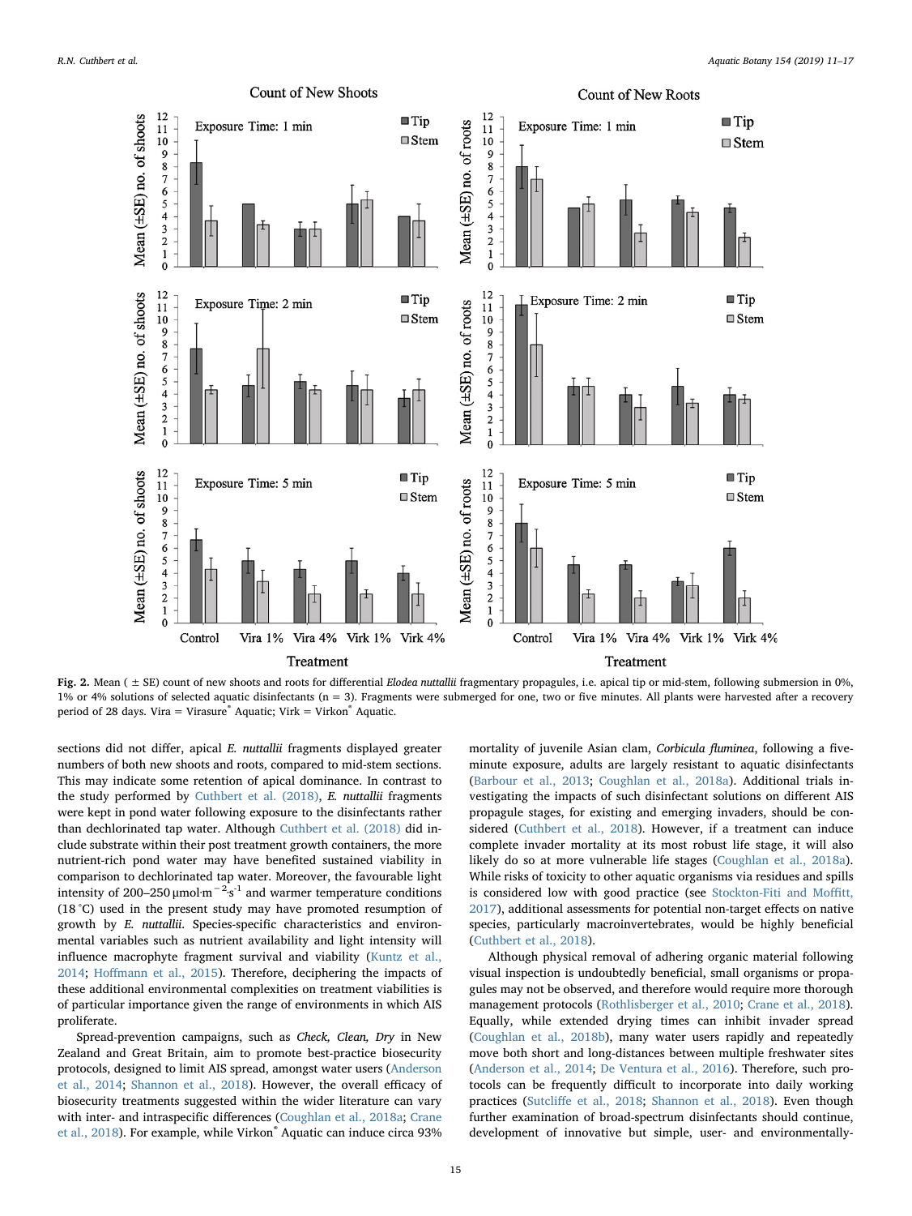**Fig. 2.** Mean ( ± SE) count of new shoots and roots for differential *Elodea nuttallii* fragmentary propagules, i.e. apical tip or mid-stem, following submersion in 0%, 1% or 4% solutions of selected aquatic disinfectants (n = 3). Fragments were submerged for one, two or five minutes. All plants were harvested after a recovery period of 28 days. Vira = Virasure® Aquatic; Virk = Virkon® Aquatic.

sections did not differ, apical *E. nuttallii* fragments displayed greater numbers of both new shoots and roots, compared to mid-stem sections. This may indicate some retention of apical dominance. In contrast to the study performed by Cuthbert et al. (2018), *E. nuttallii* fragments were kept in pond water following exposure to the disinfectants rather than dechlorinated tap water. Although Cuthbert et al. (2018) did include substrate within their post treatment growth containers, the more nutrient-rich pond water may have benefited sustained viability in comparison to dechlorinated tap water. Moreover, the favourable light intensity of 200–250 µmol·m$^{-2}$s$^{-1}$ and warmer temperature conditions (18 °C) used in the present study may have promoted resumption of growth by *E. nuttallii*. Species-specific characteristics and environmental variables such as nutrient availability and light intensity will influence macrophyte fragment survival and viability (Kuntz et al., 2014; Hoffmann et al., 2015). Therefore, deciphering the impacts of these additional environmental complexities on treatment viabilities is of particular importance given the range of environments in which AIS proliferate.

Spread-prevention campaigns, such as *Check, Clean, Dry* in New Zealand and Great Britain, aim to promote best-practice biosecurity protocols, designed to limit AIS spread, amongst water users (Anderson et al., 2014; Shannon et al., 2018). However, the overall efficacy of biosecurity treatments suggested within the wider literature can vary with inter- and intraspecific differences (Coughlan et al., 2018a; Crane et al., 2018). For example, while Virkon® Aquatic can induce circa 93% mortality of juvenile Asian clam, *Corbicula fluminea*, following a five-minute exposure, adults are largely resistant to aquatic disinfectants (Barbour et al., 2013; Coughlan et al., 2018a). Additional trials investigating the impacts of such disinfectant solutions on different AIS propagule stages, for existing and emerging invaders, should be considered (Cuthbert et al., 2018). However, if a treatment can induce complete invader mortality at its most robust life stage, it will also likely do so at more vulnerable life stages (Coughlan et al., 2018a). While risks of toxicity to other aquatic organisms via residues and spills is considered low with good practice (see Stockton-Fiti and Moffitt, 2017), additional assessments for potential non-target effects on native species, particularly macroinvertebrates, would be highly beneficial (Cuthbert et al., 2018).

Although physical removal of adhering organic material following visual inspection is undoubtedly beneficial, small organisms or propagules may not be observed, and therefore would require more thorough management protocols (Rothlisberger et al., 2010; Crane et al., 2018). Equally, while extended drying times can inhibit invader spread (Coughlan et al., 2018b), many water users rapidly and repeatedly move both short and long-distances between multiple freshwater sites (Anderson et al., 2014; De Ventura et al., 2016). Therefore, such protocols can be frequently difficult to incorporate into daily working practices (Sutcliffe et al., 2018; Shannon et al., 2018). Even though further examination of broad-spectrum disinfectants should continue, development of innovative but simple, user- and environmentally-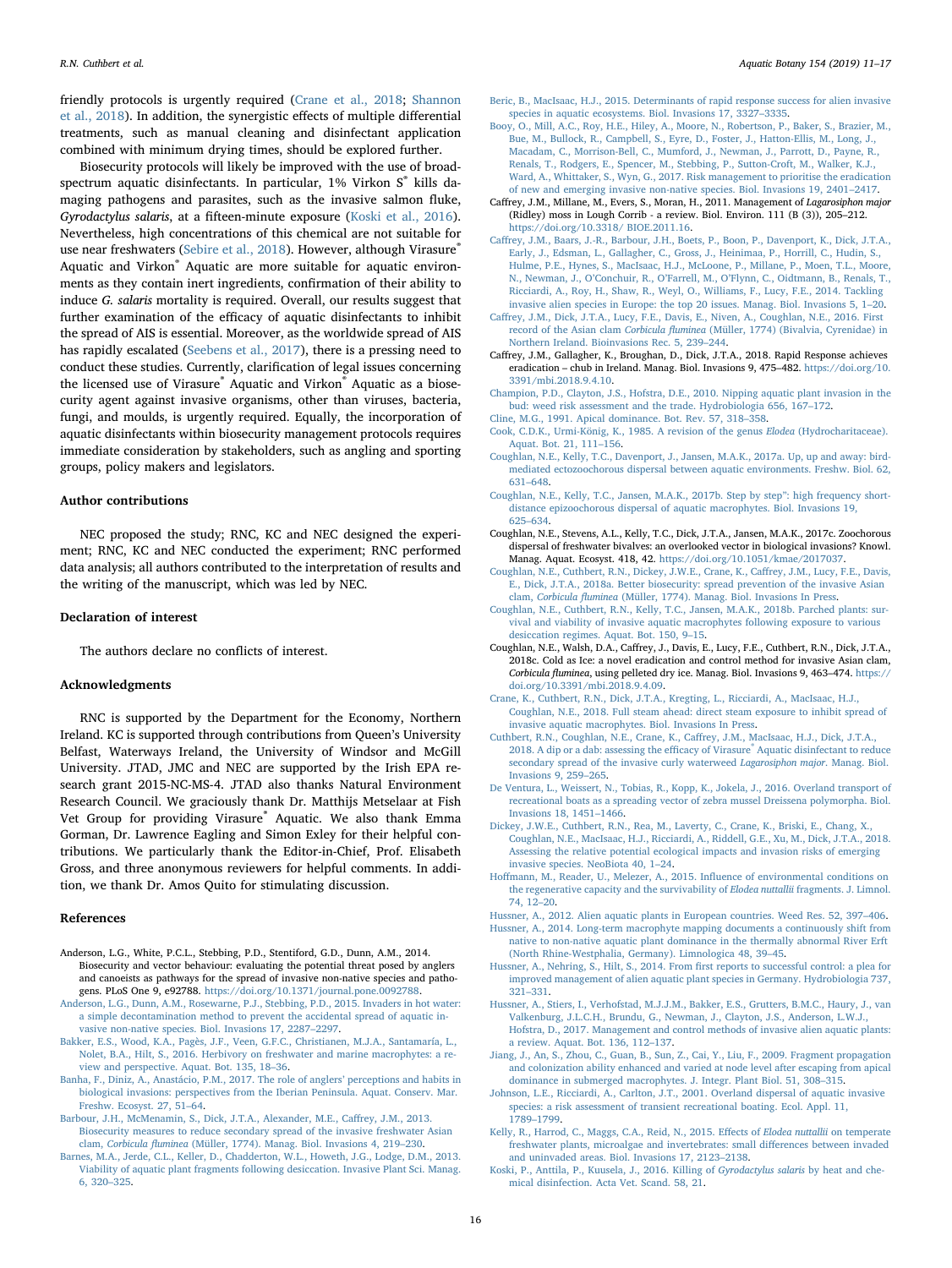friendly protocols is urgently required (Crane et al., 2018; Shannon et al., 2018). In addition, the synergistic effects of multiple differential treatments, such as manual cleaning and disinfectant application combined with minimum drying times, should be explored further.

Biosecurity protocols will likely be improved with the use of broad-spectrum aquatic disinfectants. In particular, 1% Virkon S® kills damaging pathogens and parasites, such as the invasive salmon fluke, *Gyrodactylus salaris*, at a fifteen-minute exposure (Koski et al., 2016). Nevertheless, high concentrations of this chemical are not suitable for use near freshwaters (Sebire et al., 2018). However, although Virasure® Aquatic and Virkon® Aquatic are more suitable for aquatic environments as they contain inert ingredients, confirmation of their ability to induce *G. salaris* mortality is required. Overall, our results suggest that further examination of the efficacy of aquatic disinfectants to inhibit the spread of AIS is essential. Moreover, as the worldwide spread of AIS has rapidly escalated (Seebens et al., 2017), there is a pressing need to conduct these studies. Currently, clarification of legal issues concerning the licensed use of Virasure® Aquatic and Virkon® Aquatic as a biosecurity agent against invasive organisms, other than viruses, bacteria, fungi, and moulds, is urgently required. Equally, the incorporation of aquatic disinfectants within biosecurity management protocols requires immediate consideration by stakeholders, such as angling and sporting groups, policy makers and legislators.

## Author contributions

NEC proposed the study; RNC, KC and NEC designed the experiment; RNC, KC and NEC conducted the experiment; RNC performed data analysis; all authors contributed to the interpretation of results and the writing of the manuscript, which was led by NEC.

## Declaration of interest

The authors declare no conflicts of interest.

## Acknowledgments

RNC is supported by the Department for the Economy, Northern Ireland. KC is supported through contributions from Queen's University Belfast, Waterways Ireland, the University of Windsor and McGill University. JTAD, JMC and NEC are supported by the Irish EPA research grant 2015-NC-MS-4. JTAD also thanks Natural Environment Research Council. We graciously thank Dr. Matthijs Metselaar at Fish Vet Group for providing Virasure® Aquatic. We also thank Emma Gorman, Dr. Lawrence Eagling and Simon Exley for their helpful contributions. We particularly thank the Editor-in-Chief, Prof. Elisabeth Gross, and three anonymous reviewers for helpful comments. In addition, we thank Dr. Amos Quito for stimulating discussion.

## References

Anderson, L.G., White, P.C.L., Stebbing, P.D., Stentiford, G.D., Dunn, A.M., 2014. Biosecurity and vector behaviour: evaluating the potential threat posed by anglers and canoeists as pathways for the spread of invasive non-native species and pathogens. PLoS One 9, e92788. https://doi.org/10.1371/journal.pone.0092788.

Anderson, L.G., Dunn, A.M., Rosewarne, P.J., Stebbing, P.D., 2015. Invaders in hot water: a simple decontamination method to prevent the accidental spread of aquatic invasive non-native species. Biol. Invasions 17, 2287–2297.

Bakker, E.S., Wood, K.A., Pagès, J.F., Veen, G.F.C., Christianen, M.J.A., Santamaría, L., Nolet, B.A., Hilt, S., 2016. Herbivory on freshwater and marine macrophytes: a review and perspective. Aquat. Bot. 135, 18–36.

Banha, F., Diniz, A., Anastácio, P.M., 2017. The role of anglers' perceptions and habits in biological invasions: perspectives from the Iberian Peninsula. Aquat. Conserv. Mar. Freshw. Ecosyst. 27, 51–64.

Barbour, J.H., McMenamin, S., Dick, J.T.A., Alexander, M.E., Caffrey, J.M., 2013. Biosecurity measures to reduce secondary spread of the invasive freshwater Asian clam, *Corbicula fluminea* (Müller, 1774). Manag. Biol. Invasions 4, 219–230.

Barnes, M.A., Jerde, C.L., Keller, D., Chadderton, W.L., Howeth, J.G., Lodge, D.M., 2013. Viability of aquatic plant fragments following desiccation. Invasive Plant Sci. Manag. 6, 320–325.

Beric, B., MacIsaac, H.J., 2015. Determinants of rapid response success for alien invasive species in aquatic ecosystems. Biol. Invasions 17, 3327–3335.

Booy, O., Mill, A.C., Roy, H.E., Hiley, A., Moore, N., Robertson, P., Baker, S., Brazier, M., Bue, M., Bullock, R., Campbell, S., Eyre, D., Foster, J., Hatton-Ellis, M., Long, J., Macadam, C., Morrison-Bell, C., Mumford, J., Newman, J., Parrott, D., Payne, R., Renals, T., Rodgers, E., Spencer, M., Stebbing, P., Sutton-Croft, M., Walker, K.J., Ward, A., Whittaker, S., Wyn, G., 2017. Risk management to prioritise the eradication of new and emerging invasive non-native species. Biol. Invasions 19, 2401–2417.

Caffrey, J.M., Millane, M., Evers, S., Moran, H., 2011. Management of *Lagarosiphon major* (Ridley) moss in Lough Corrib - a review. Biol. Environ. 111 (B (3)), 205–212. https://doi.org/10.3318/ BIOE.2011.16.

Caffrey, J.M., Baars, J.-R., Barbour, J.H., Boets, P., Boon, P., Davenport, K., Dick, J.T.A., Early, J., Edsman, L., Gallagher, C., Gross, J., Heinimaa, P., Horrill, C., Hudin, S., Hulme, P.E., Hynes, S., MacIsaac, H.J., McLoone, P., Millane, P., Moen, T.L., Moore, N., Newman, J., O'Conchuir, R., O'Farrell, M., O'Flynn, C., Oidtmann, B., Renals, T., Ricciardi, A., Roy, H., Shaw, R., Weyl, O., Williams, F., Lucy, F.E., 2014. Tackling invasive alien species in Europe: the top 20 issues. Manag. Biol. Invasions 5, 1–20.

Caffrey, J.M., Dick, J.T.A., Lucy, F.E., Davis, E., Niven, A., Coughlan, N.E., 2016. First record of the Asian clam *Corbicula fluminea* (Müller, 1774) (Bivalvia, Cyrenidae) in Northern Ireland. Bioinvasions Rec. 5, 239–244.

Caffrey, J.M., Gallagher, K., Broughan, D., Dick, J.T.A., 2018. Rapid Response achieves eradication – chub in Ireland. Manag. Biol. Invasions 9, 475–482. https://doi.org/10.3391/mbi.2018.9.4.10.

Champion, P.D., Clayton, J.S., Hofstra, D.E., 2010. Nipping aquatic plant invasion in the bud: weed risk assessment and the trade. Hydrobiologia 656, 167–172.

Cline, M.G., 1991. Apical dominance. Bot. Rev. 57, 318–358.

Cook, C.D.K., Urmi-König, K., 1985. A revision of the genus *Elodea* (Hydrocharitaceae). Aquat. Bot. 21, 111–156.

Coughlan, N.E., Kelly, T.C., Davenport, J., Jansen, M.A.K., 2017a. Up, up and away: bird-mediated ectozoochorous dispersal between aquatic environments. Freshw. Biol. 62, 631–648.

Coughlan, N.E., Kelly, T.C., Jansen, M.A.K., 2017b. Step by step": high frequency short-distance epizoochorous dispersal of aquatic macrophytes. Biol. Invasions 19, 625–634.

Coughlan, N.E., Stevens, A.L., Kelly, T.C., Dick, J.T.A., Jansen, M.A.K., 2017c. Zoochorous dispersal of freshwater bivalves: an overlooked vector in biological invasions? Knowl. Manag. Aquat. Ecosyst. 418, 42. https://doi.org/10.1051/kmae/2017037.

Coughlan, N.E., Cuthbert, R.N., Dickey, J.W.E., Crane, K., Caffrey, J.M., Lucy, F.E., Davis, E., Dick, J.T.A., 2018a. Better biosecurity: spread prevention of the invasive Asian clam, *Corbicula fluminea* (Müller, 1774). Manag. Biol. Invasions In Press.

Coughlan, N.E., Cuthbert, R.N., Kelly, T.C., Jansen, M.A.K., 2018b. Parched plants: survival and viability of invasive aquatic macrophytes following exposure to various desiccation regimes. Aquat. Bot. 150, 9–15.

Coughlan, N.E., Walsh, D.A., Caffrey, J., Davis, E., Lucy, F.E., Cuthbert, R.N., Dick, J.T.A., 2018c. Cold as Ice: a novel eradication and control method for invasive Asian clam, *Corbicula fluminea*, using pelleted dry ice. Manag. Biol. Invasions 9, 463–474. https://doi.org/10.3391/mbi.2018.9.4.09.

Crane, K., Cuthbert, R.N., Dick, J.T.A., Kregting, L., Ricciardi, A., MacIsaac, H.J., Coughlan, N.E., 2018. Full steam ahead: direct steam exposure to inhibit spread of invasive aquatic macrophytes. Biol. Invasions In Press.

Cuthbert, R.N., Coughlan, N.E., Crane, K., Caffrey, J.M., MacIsaac, H.J., Dick, J.T.A., 2018. A dip or a dab: assessing the efficacy of Virasure® Aquatic disinfectant to reduce secondary spread of the invasive curly waterweed *Lagarosiphon major*. Manag. Biol. Invasions 9, 259–265.

De Ventura, L., Weissert, N., Tobias, R., Kopp, K., Jokela, J., 2016. Overland transport of recreational boats as a spreading vector of zebra mussel Dreissena polymorpha. Biol. Invasions 18, 1451–1466.

Dickey, J.W.E., Cuthbert, R.N., Rea, M., Laverty, C., Crane, K., Briski, E., Chang, X., Coughlan, N.E., MacIsaac, H.J., Ricciardi, A., Riddell, G.E., Xu, M., Dick, J.T.A., 2018. Assessing the relative potential ecological impacts and invasion risks of emerging invasive species. NeoBiota 40, 1–24.

Hoffmann, M., Reader, U., Melezer, A., 2015. Influence of environmental conditions on the regenerative capacity and the survivability of *Elodea nuttallii* fragments. J. Limnol. 74, 12–20.

Hussner, A., 2012. Alien aquatic plants in European countries. Weed Res. 52, 397–406.

Hussner, A., 2014. Long-term macrophyte mapping documents a continuously shift from native to non-native aquatic plant dominance in the thermally abnormal River Erft (North Rhine-Westphalia, Germany). Limnologica 48, 39–45.

Hussner, A., Nehring, S., Hilt, S., 2014. From first reports to successful control: a plea for improved management of alien aquatic plant species in Germany. Hydrobiologia 737, 321–331.

Hussner, A., Stiers, I., Verhofstad, M.J.J.M., Bakker, E.S., Grutters, B.M.C., Haury, J., van Valkenburg, J.L.C.H., Brundu, G., Newman, J., Clayton, J.S., Anderson, L.W.J., Hofstra, D., 2017. Management and control methods of invasive alien aquatic plants: a review. Aquat. Bot. 136, 112–137.

Jiang, J., An, S., Zhou, C., Guan, B., Sun, Z., Cai, Y., Liu, F., 2009. Fragment propagation and colonization ability enhanced and varied at node level after escaping from apical dominance in submerged macrophytes. J. Integr. Plant Biol. 51, 308–315.

Johnson, L.E., Ricciardi, A., Carlton, J.T., 2001. Overland dispersal of aquatic invasive species: a risk assessment of transient recreational boating. Ecol. Appl. 11, 1789–1799.

Kelly, R., Harrod, C., Maggs, C.A., Reid, N., 2015. Effects of *Elodea nuttallii* on temperate freshwater plants, microalgae and invertebrates: small differences between invaded and uninvaded areas. Biol. Invasions 17, 2123–2138.

Koski, P., Anttila, P., Kuusela, J., 2016. Killing of *Gyrodactylus salaris* by heat and chemical disinfection. Acta Vet. Scand. 58, 21.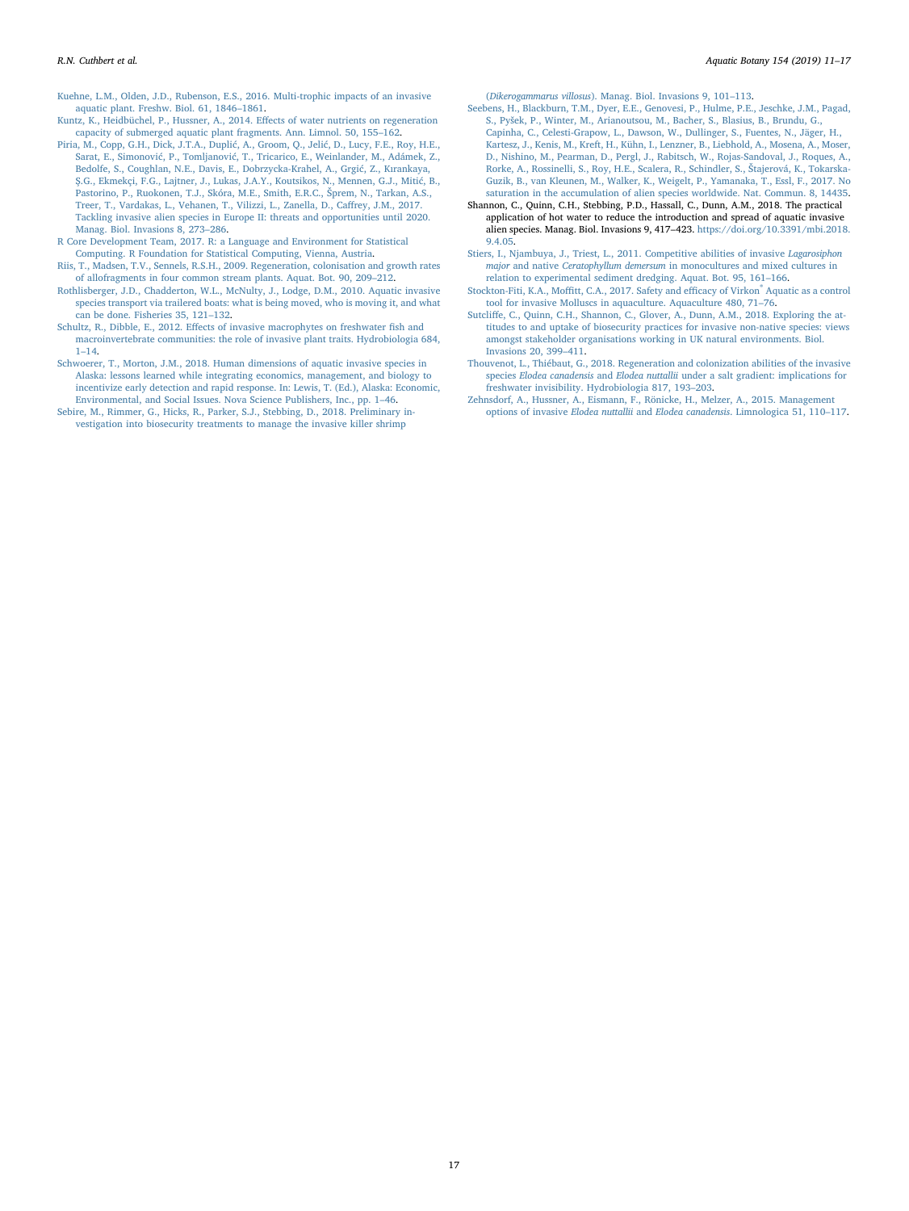Kuehne, L.M., Olden, J.D., Rubenson, E.S., 2016. Multi-trophic impacts of an invasive aquatic plant. Freshw. Biol. 61, 1846–1861.

Kuntz, K., Heidbüchel, P., Hussner, A., 2014. Effects of water nutrients on regeneration capacity of submerged aquatic plant fragments. Ann. Limnol. 50, 155–162.

Piria, M., Copp, G.H., Dick, J.T.A., Duplić, A., Groom, Q., Jelić, D., Lucy, F.E., Roy, H.E., Sarat, E., Simonović, P., Tomljanović, T., Tricarico, E., Weinlander, M., Adámek, Z., Bedolfe, S., Coughlan, N.E., Davis, E., Dobrzycka-Krahel, A., Grgić, Z., Kırankaya, Ş.G., Ekmekçi, F.G., Lajtner, J., Lukas, J.A.Y., Koutsikos, N., Mennen, G.J., Mitić, B., Pastorino, P., Ruokonen, T.J., Skóra, M.E., Smith, E.R.C., Šprem, N., Tarkan, A.S., Treer, T., Vardakas, L., Vehanen, T., Vilizzi, L., Zanella, D., Caffrey, J.M., 2017. Tackling invasive alien species in Europe II: threats and opportunities until 2020. Manag. Biol. Invasions 8, 273–286.

R Core Development Team, 2017. R: a Language and Environment for Statistical Computing. R Foundation for Statistical Computing, Vienna, Austria.

Riis, T., Madsen, T.V., Sennels, R.S.H., 2009. Regeneration, colonisation and growth rates of allofragments in four common stream plants. Aquat. Bot. 90, 209–212.

Rothlisberger, J.D., Chadderton, W.L., McNulty, J., Lodge, D.M., 2010. Aquatic invasive species transport via trailered boats: what is being moved, who is moving it, and what can be done. Fisheries 35, 121–132.

Schultz, R., Dibble, E., 2012. Effects of invasive macrophytes on freshwater fish and macroinvertebrate communities: the role of invasive plant traits. Hydrobiologia 684, 1–14.

Schwoerer, T., Morton, J.M., 2018. Human dimensions of aquatic invasive species in Alaska: lessons learned while integrating economics, management, and biology to incentivize early detection and rapid response. In: Lewis, T. (Ed.), Alaska: Economic, Environmental, and Social Issues. Nova Science Publishers, Inc., pp. 1–46.

Sebire, M., Rimmer, G., Hicks, R., Parker, S.J., Stebbing, D., 2018. Preliminary investigation into biosecurity treatments to manage the invasive killer shrimp (*Dikerogammarus villosus*). Manag. Biol. Invasions 9, 101–113.

Seebens, H., Blackburn, T.M., Dyer, E.E., Genovesi, P., Hulme, P.E., Jeschke, J.M., Pagad, S., Pyšek, P., Winter, M., Arianoutsou, M., Bacher, S., Blasius, B., Brundu, G., Capinha, C., Celesti-Grapow, L., Dawson, W., Dullinger, S., Fuentes, N., Jäger, H., Kartesz, J., Kenis, M., Kreft, H., Kühn, I., Lenzner, B., Liebhold, A., Mosena, A., Moser, D., Nishino, M., Pearman, D., Pergl, J., Rabitsch, W., Rojas-Sandoval, J., Roques, A., Rorke, A., Rossinelli, S., Roy, H.E., Scalera, R., Schindler, S., Štajerová, K., Tokarska-Guzik, B., van Kleunen, M., Walker, K., Weigelt, P., Yamanaka, T., Essl, F., 2017. No saturation in the accumulation of alien species worldwide. Nat. Commun. 8, 14435.

Shannon, C., Quinn, C.H., Stebbing, P.D., Hassall, C., Dunn, A.M., 2018. The practical application of hot water to reduce the introduction and spread of aquatic invasive alien species. Manag. Biol. Invasions 9, 417–423. https://doi.org/10.3391/mbi.2018.9.4.05.

Stiers, I., Njambuya, J., Triest, L., 2011. Competitive abilities of invasive *Lagarosiphon major* and native *Ceratophyllum demersum* in monocultures and mixed cultures in relation to experimental sediment dredging. Aquat. Bot. 95, 161–166.

Stockton-Fiti, K.A., Moffitt, C.A., 2017. Safety and efficacy of Virkon® Aquatic as a control tool for invasive Molluscs in aquaculture. Aquaculture 480, 71–76.

Sutcliffe, C., Quinn, C.H., Shannon, C., Glover, A., Dunn, A.M., 2018. Exploring the attitudes to and uptake of biosecurity practices for invasive non-native species: views amongst stakeholder organisations working in UK natural environments. Biol. Invasions 20, 399–411.

Thouvenot, L., Thiébaut, G., 2018. Regeneration and colonization abilities of the invasive species *Elodea canadensis* and *Elodea nuttallii* under a salt gradient: implications for freshwater invisibility. Hydrobiologia 817, 193–203.

Zehnsdorf, A., Hussner, A., Eismann, F., Rönicke, H., Melzer, A., 2015. Management options of invasive *Elodea nuttallii* and *Elodea canadensis*. Limnologica 51, 110–117.